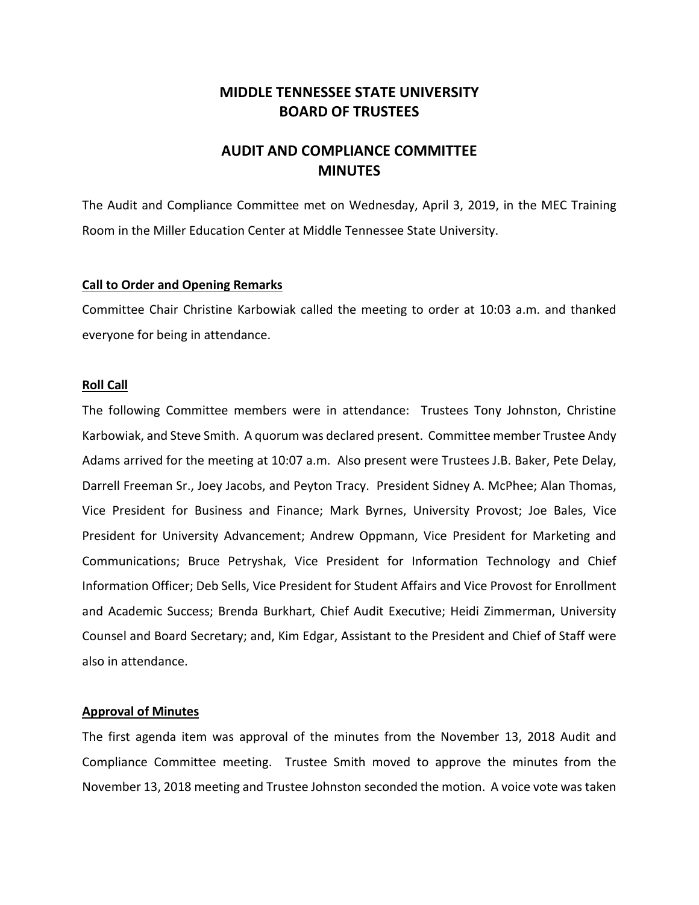# MIDDLE TENNESSEE STATE UNIVERSITY
# BOARD OF TRUSTEES

## AUDIT AND COMPLIANCE COMMITTEE
## MINUTES

The Audit and Compliance Committee met on Wednesday, April 3, 2019, in the MEC Training Room in the Miller Education Center at Middle Tennessee State University.

**Call to Order and Opening Remarks**

Committee Chair Christine Karbowiak called the meeting to order at 10:03 a.m. and thanked everyone for being in attendance.

**Roll Call**

The following Committee members were in attendance: Trustees Tony Johnston, Christine Karbowiak, and Steve Smith. A quorum was declared present. Committee member Trustee Andy Adams arrived for the meeting at 10:07 a.m. Also present were Trustees J.B. Baker, Pete Delay, Darrell Freeman Sr., Joey Jacobs, and Peyton Tracy. President Sidney A. McPhee; Alan Thomas, Vice President for Business and Finance; Mark Byrnes, University Provost; Joe Bales, Vice President for University Advancement; Andrew Oppmann, Vice President for Marketing and Communications; Bruce Petryshak, Vice President for Information Technology and Chief Information Officer; Deb Sells, Vice President for Student Affairs and Vice Provost for Enrollment and Academic Success; Brenda Burkhart, Chief Audit Executive; Heidi Zimmerman, University Counsel and Board Secretary; and, Kim Edgar, Assistant to the President and Chief of Staff were also in attendance.

**Approval of Minutes**

The first agenda item was approval of the minutes from the November 13, 2018 Audit and Compliance Committee meeting. Trustee Smith moved to approve the minutes from the November 13, 2018 meeting and Trustee Johnston seconded the motion. A voice vote was taken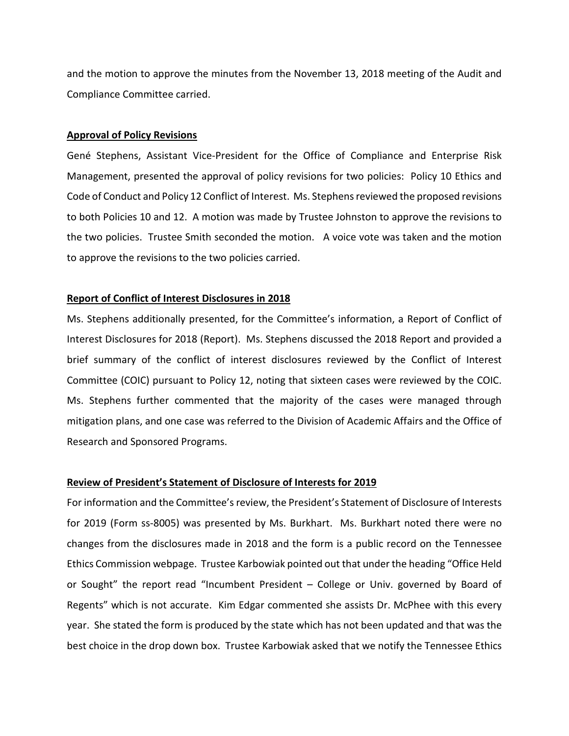and the motion to approve the minutes from the November 13, 2018 meeting of the Audit and Compliance Committee carried.

**Approval of Policy Revisions**

Gené Stephens, Assistant Vice-President for the Office of Compliance and Enterprise Risk Management, presented the approval of policy revisions for two policies: Policy 10 Ethics and Code of Conduct and Policy 12 Conflict of Interest. Ms. Stephens reviewed the proposed revisions to both Policies 10 and 12. A motion was made by Trustee Johnston to approve the revisions to the two policies. Trustee Smith seconded the motion. A voice vote was taken and the motion to approve the revisions to the two policies carried.

**Report of Conflict of Interest Disclosures in 2018**

Ms. Stephens additionally presented, for the Committee's information, a Report of Conflict of Interest Disclosures for 2018 (Report). Ms. Stephens discussed the 2018 Report and provided a brief summary of the conflict of interest disclosures reviewed by the Conflict of Interest Committee (COIC) pursuant to Policy 12, noting that sixteen cases were reviewed by the COIC. Ms. Stephens further commented that the majority of the cases were managed through mitigation plans, and one case was referred to the Division of Academic Affairs and the Office of Research and Sponsored Programs.

**Review of President's Statement of Disclosure of Interests for 2019**

For information and the Committee's review, the President's Statement of Disclosure of Interests for 2019 (Form ss-8005) was presented by Ms. Burkhart. Ms. Burkhart noted there were no changes from the disclosures made in 2018 and the form is a public record on the Tennessee Ethics Commission webpage. Trustee Karbowiak pointed out that under the heading "Office Held or Sought" the report read "Incumbent President – College or Univ. governed by Board of Regents" which is not accurate. Kim Edgar commented she assists Dr. McPhee with this every year. She stated the form is produced by the state which has not been updated and that was the best choice in the drop down box. Trustee Karbowiak asked that we notify the Tennessee Ethics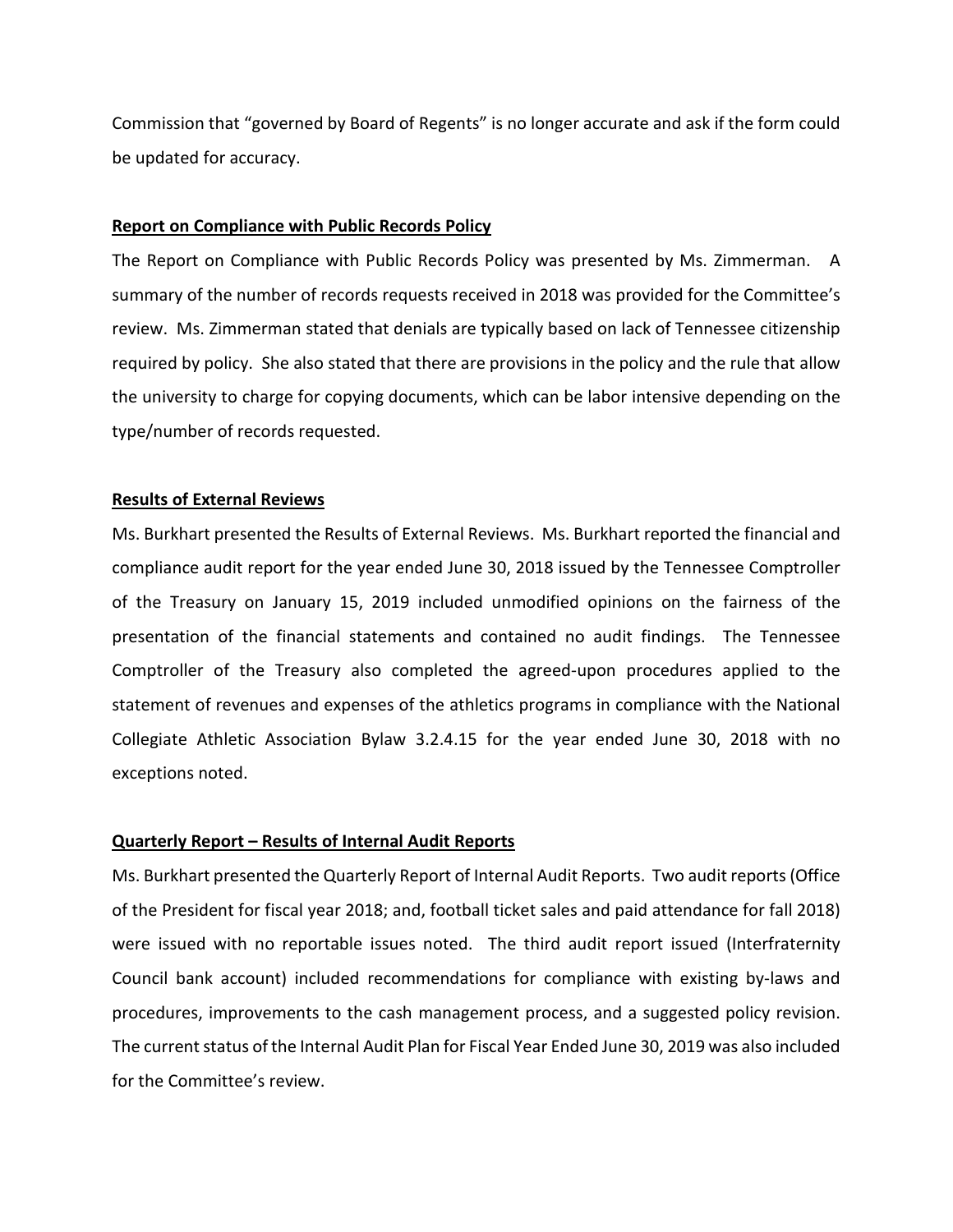Commission that “governed by Board of Regents” is no longer accurate and ask if the form could be updated for accuracy.

**Report on Compliance with Public Records Policy**

The Report on Compliance with Public Records Policy was presented by Ms. Zimmerman. A summary of the number of records requests received in 2018 was provided for the Committee’s review. Ms. Zimmerman stated that denials are typically based on lack of Tennessee citizenship required by policy. She also stated that there are provisions in the policy and the rule that allow the university to charge for copying documents, which can be labor intensive depending on the type/number of records requested.

**Results of External Reviews**

Ms. Burkhart presented the Results of External Reviews. Ms. Burkhart reported the financial and compliance audit report for the year ended June 30, 2018 issued by the Tennessee Comptroller of the Treasury on January 15, 2019 included unmodified opinions on the fairness of the presentation of the financial statements and contained no audit findings. The Tennessee Comptroller of the Treasury also completed the agreed-upon procedures applied to the statement of revenues and expenses of the athletics programs in compliance with the National Collegiate Athletic Association Bylaw 3.2.4.15 for the year ended June 30, 2018 with no exceptions noted.

**Quarterly Report – Results of Internal Audit Reports**

Ms. Burkhart presented the Quarterly Report of Internal Audit Reports. Two audit reports (Office of the President for fiscal year 2018; and, football ticket sales and paid attendance for fall 2018) were issued with no reportable issues noted. The third audit report issued (Interfraternity Council bank account) included recommendations for compliance with existing by-laws and procedures, improvements to the cash management process, and a suggested policy revision. The current status of the Internal Audit Plan for Fiscal Year Ended June 30, 2019 was also included for the Committee’s review.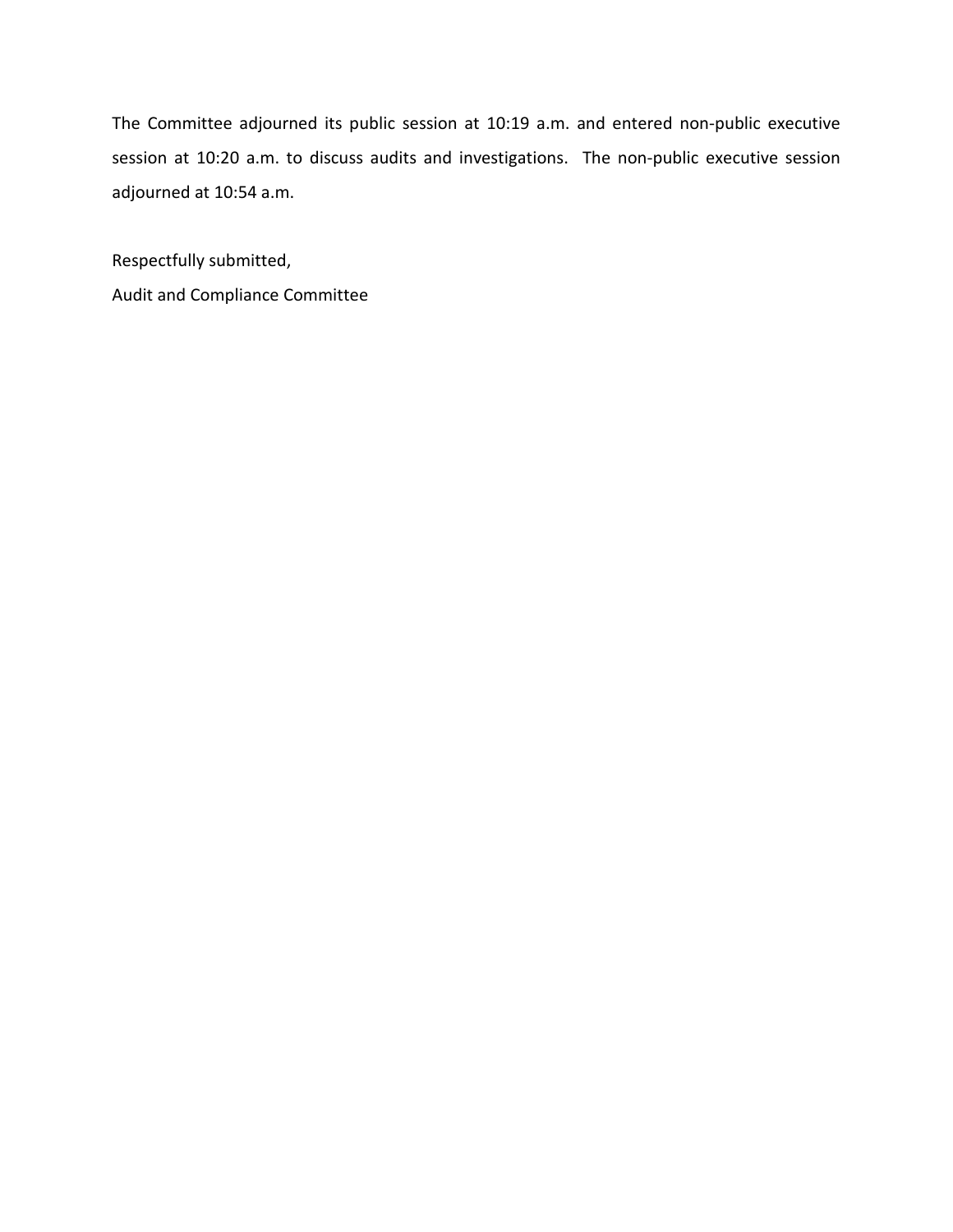The Committee adjourned its public session at 10:19 a.m. and entered non-public executive session at 10:20 a.m. to discuss audits and investigations. The non-public executive session adjourned at 10:54 a.m.

Respectfully submitted,
Audit and Compliance Committee